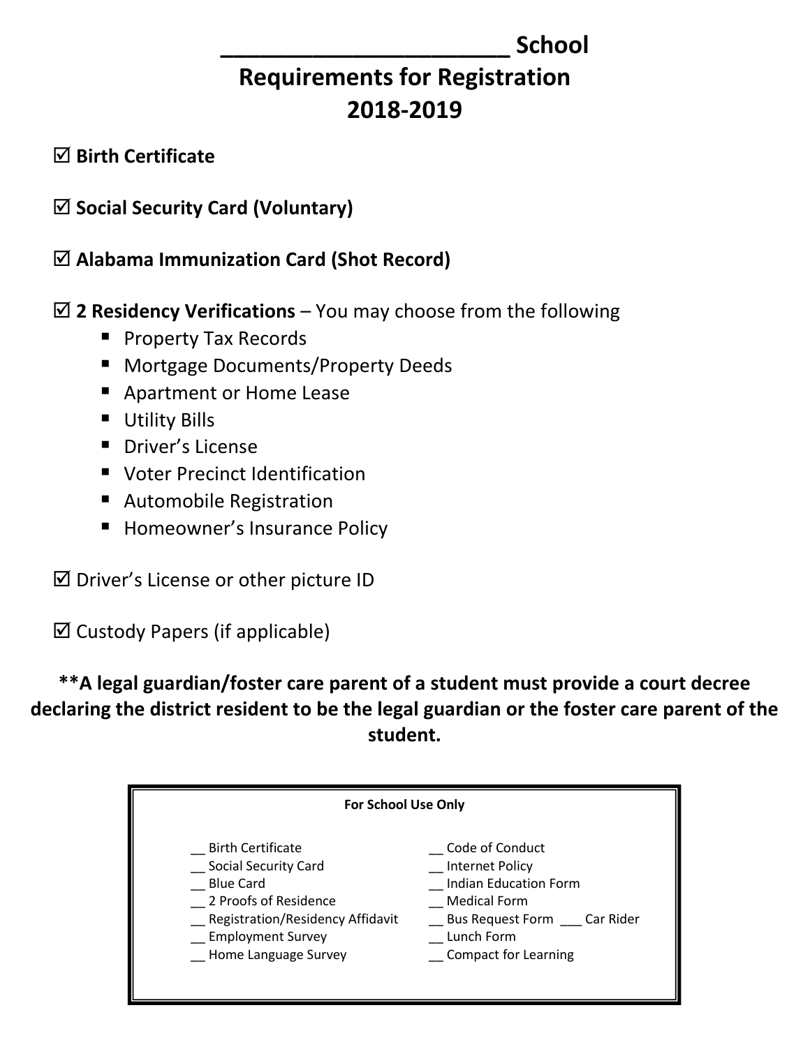# ______________________ School
# Requirements for Registration
# 2018-2019

☑ **Birth Certificate**

☑ **Social Security Card (Voluntary)**

☑ **Alabama Immunization Card (Shot Record)**

☑ **2 Residency Verifications** – You may choose from the following

- Property Tax Records
- Mortgage Documents/Property Deeds
- Apartment or Home Lease
- Utility Bills
- Driver's License
- Voter Precinct Identification
- Automobile Registration
- Homeowner's Insurance Policy

☑ Driver's License or other picture ID

☑ Custody Papers (if applicable)

**\*\*A legal guardian/foster care parent of a student must provide a court decree declaring the district resident to be the legal guardian or the foster care parent of the student.**

**For School Use Only**

| | |
|---|---|
| __ Birth Certificate | __ Code of Conduct |
| __ Social Security Card | __ Internet Policy |
| __ Blue Card | __ Indian Education Form |
| __ 2 Proofs of Residence | __ Medical Form |
| __ Registration/Residency Affidavit | __ Bus Request Form ___ Car Rider |
| __ Employment Survey | __ Lunch Form |
| __ Home Language Survey | __ Compact for Learning |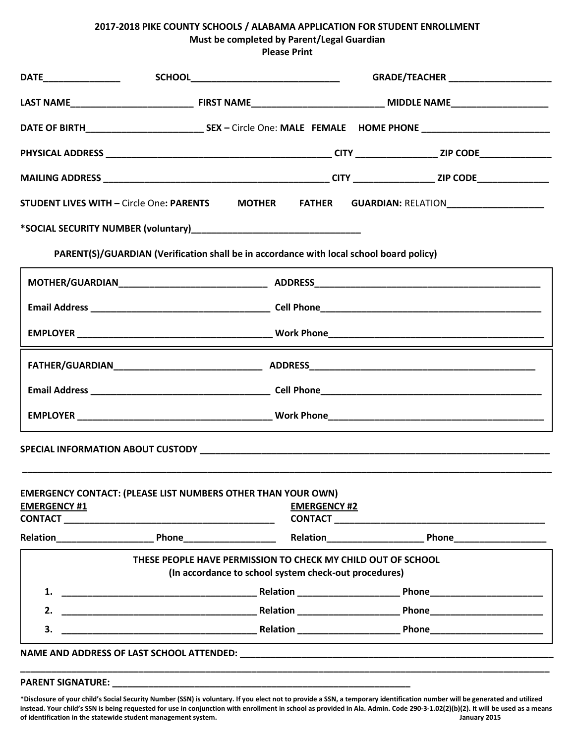**2017-2018 PIKE COUNTY SCHOOLS / ALABAMA APPLICATION FOR STUDENT ENROLLMENT**
**Must be completed by Parent/Legal Guardian**
**Please Print**

**DATE**_______________ **SCHOOL**_____________________________ **GRADE/TEACHER** ____________________

**LAST NAME**________________________ **FIRST NAME**_________________________ **MIDDLE NAME**___________________

**DATE OF BIRTH**______________________ **SEX –** Circle One: **MALE FEMALE** **HOME PHONE** _________________________

**PHYSICAL ADDRESS** ____________________________________________ **CITY** _______________ **ZIP CODE**______________

**MAILING ADDRESS** _____________________________________________ **CITY** _______________ **ZIP CODE**______________

**STUDENT LIVES WITH –** Circle One**: PARENTS MOTHER FATHER GUARDIAN:** RELATION___________________

***SOCIAL SECURITY NUMBER (voluntary)**_________________________________

**PARENT(S)/GUARDIAN (Verification shall be in accordance with local school board policy)**

**MOTHER/GUARDIAN**_____________________________ **ADDRESS**_____________________________________________

**Email Address** ___________________________________ **Cell Phone**_____________________________________________

**EMPLOYER** ______________________________________ **Work Phone**___________________________________________

**FATHER/GUARDIAN**_____________________________ **ADDRESS**_____________________________________________

**Email Address** ___________________________________ **Cell Phone**_____________________________________________

**EMPLOYER** ______________________________________ **Work Phone**___________________________________________

**SPECIAL INFORMATION ABOUT CUSTODY** _______________________________________________________________________

________________________________________________________________________________________________________

**EMERGENCY CONTACT: (PLEASE LIST NUMBERS OTHER THAN YOUR OWN)**

**EMERGENCY #1**
**CONTACT** __________________________________________
**Relation**___________________ **Phone**_________________

**EMERGENCY #2**
**CONTACT** __________________________________________
**Relation**___________________ **Phone**_________________

**THESE PEOPLE HAVE PERMISSION TO CHECK MY CHILD OUT OF SCHOOL**
**(In accordance to school system check-out procedures)**

1. ______________________________________ **Relation** ___________________ **Phone**______________________
2. ______________________________________ **Relation** ___________________ **Phone**______________________
3. ______________________________________ **Relation** ___________________ **Phone**______________________

**NAME AND ADDRESS OF LAST SCHOOL ATTENDED:** __________________________________________________________

________________________________________________________________________________________________________

**PARENT SIGNATURE:** _____________________________________________________________

**\*Disclosure of your child's Social Security Number (SSN) is voluntary. If you elect not to provide a SSN, a temporary identification number will be generated and utilized instead. Your child's SSN is being requested for use in conjunction with enrollment in school as provided in Ala. Admin. Code 290-3-1.02(2)(b)(2). It will be used as a means of identification in the statewide student management system.** **January 2015**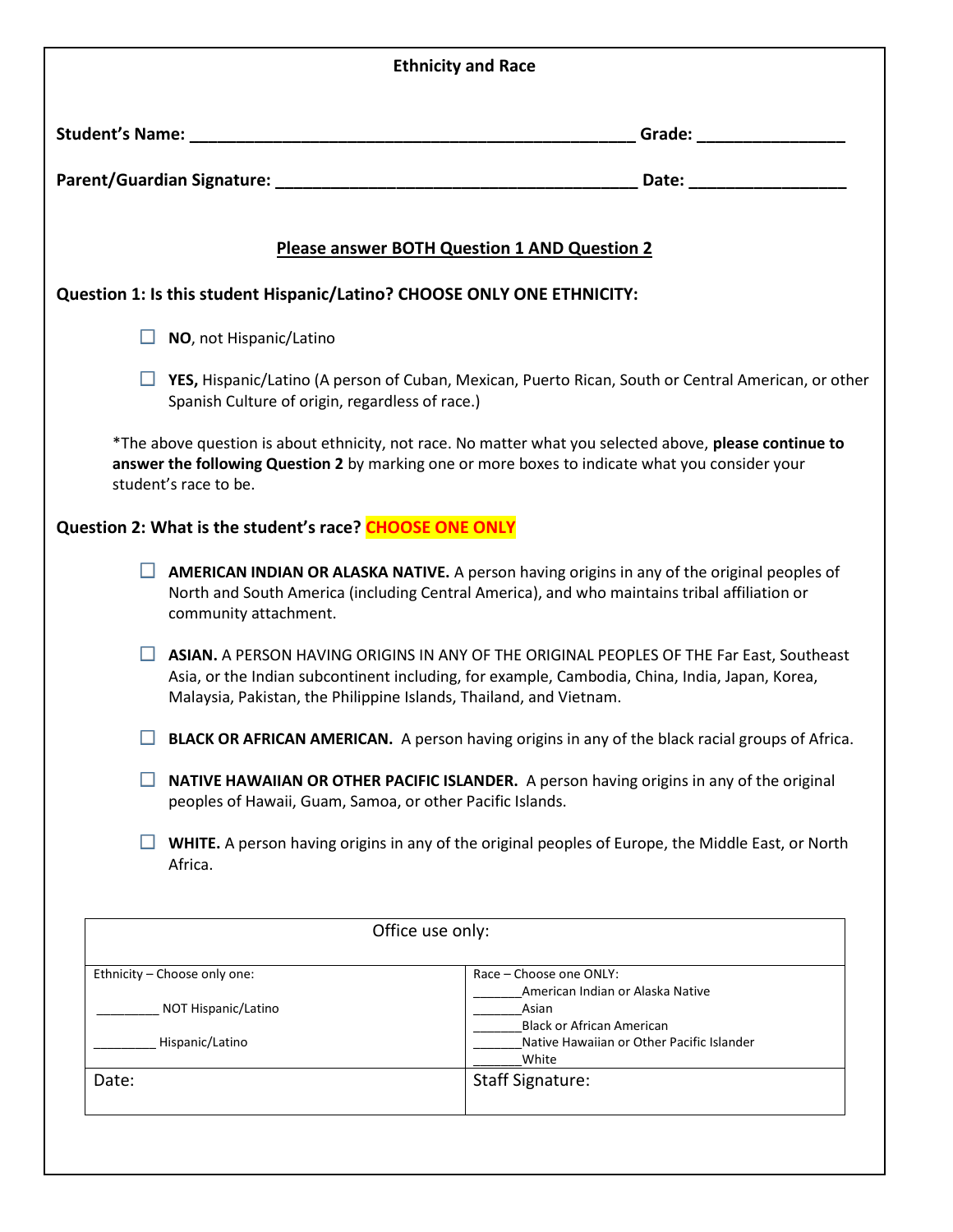## Ethnicity and Race

**Student's Name:** ______________________________________________ **Grade:** ______________

**Parent/Guardian Signature:** ____________________________________ **Date:** _______________

**Please answer BOTH Question 1 AND Question 2**

**Question 1: Is this student Hispanic/Latino? CHOOSE ONLY ONE ETHNICITY:**

- ☐ **NO**, not Hispanic/Latino
- ☐ **YES,** Hispanic/Latino (A person of Cuban, Mexican, Puerto Rican, South or Central American, or other Spanish Culture of origin, regardless of race.)

*The above question is about ethnicity, not race. No matter what you selected above, **please continue to answer the following Question 2** by marking one or more boxes to indicate what you consider your student's race to be.

**Question 2: What is the student's race? CHOOSE ONE ONLY**

- ☐ **AMERICAN INDIAN OR ALASKA NATIVE.** A person having origins in any of the original peoples of North and South America (including Central America), and who maintains tribal affiliation or community attachment.
- ☐ **ASIAN.** A PERSON HAVING ORIGINS IN ANY OF THE ORIGINAL PEOPLES OF THE Far East, Southeast Asia, or the Indian subcontinent including, for example, Cambodia, China, India, Japan, Korea, Malaysia, Pakistan, the Philippine Islands, Thailand, and Vietnam.
- ☐ **BLACK OR AFRICAN AMERICAN.** A person having origins in any of the black racial groups of Africa.
- ☐ **NATIVE HAWAIIAN OR OTHER PACIFIC ISLANDER.** A person having origins in any of the original peoples of Hawaii, Guam, Samoa, or other Pacific Islands.
- ☐ **WHITE.** A person having origins in any of the original peoples of Europe, the Middle East, or North Africa.

| Office use only: | |
|---|---|
| Ethnicity – Choose only one:<br><br>_________ NOT Hispanic/Latino<br><br>_________ Hispanic/Latino | Race – Choose one ONLY:<br>_______American Indian or Alaska Native<br>_______Asian<br>_______Black or African American<br>_______Native Hawaiian or Other Pacific Islander<br>_______White |
| Date: | Staff Signature: |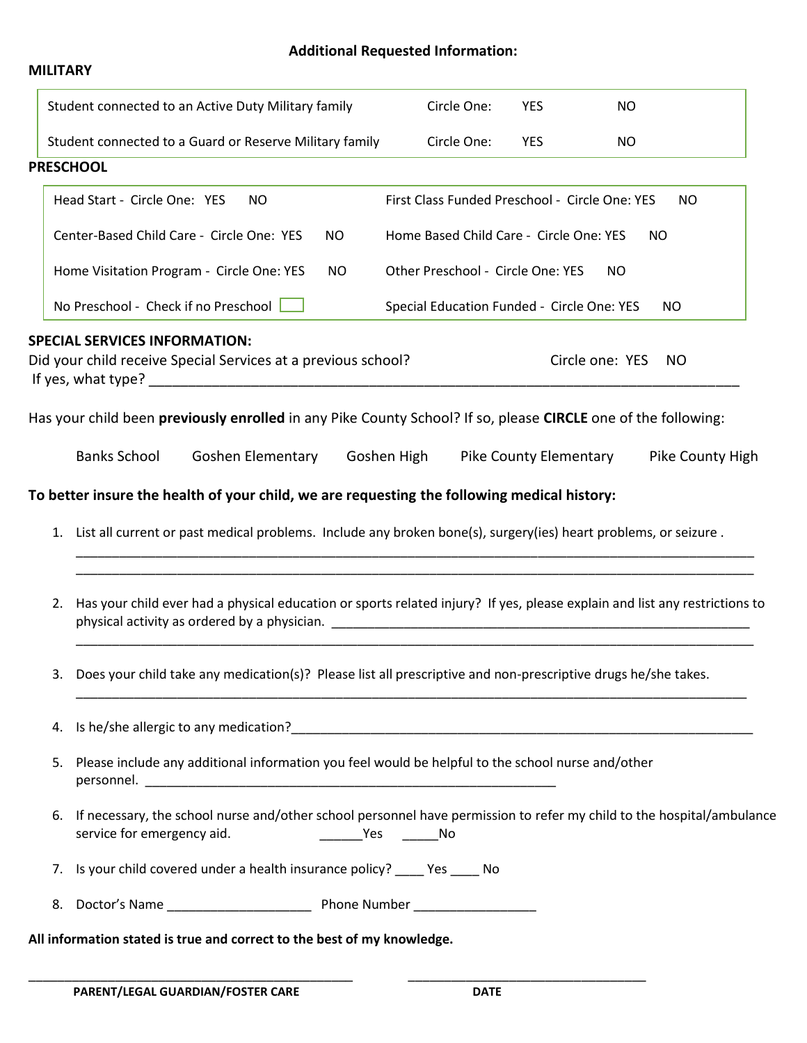## Additional Requested Information:

**MILITARY**

| | | | |
|---|---|---|---|
| Student connected to an Active Duty Military family | Circle One: | YES | NO |
| Student connected to a Guard or Reserve Military family | Circle One: | YES | NO |

**PRESCHOOL**

| | |
|---|---|
| Head Start - Circle One: YES NO | First Class Funded Preschool - Circle One: YES NO |
| Center-Based Child Care - Circle One: YES NO | Home Based Child Care - Circle One: YES NO |
| Home Visitation Program - Circle One: YES NO | Other Preschool - Circle One: YES NO |
| No Preschool - Check if no Preschool ☐ | Special Education Funded - Circle One: YES NO |

**SPECIAL SERVICES INFORMATION:**

Did your child receive Special Services at a previous school? Circle one: YES NO

If yes, what type? ______________________________________________________________________

Has your child been **previously enrolled** in any Pike County School? If so, please **CIRCLE** one of the following:

Banks School Goshen Elementary Goshen High Pike County Elementary Pike County High

**To better insure the health of your child, we are requesting the following medical history:**

1. List all current or past medical problems. Include any broken bone(s), surgery(ies) heart problems, or seizure .
   ______________________________________________________________________
   ______________________________________________________________________

2. Has your child ever had a physical education or sports related injury? If yes, please explain and list any restrictions to physical activity as ordered by a physician. ____________________________________________
   ______________________________________________________________________

3. Does your child take any medication(s)? Please list all prescriptive and non-prescriptive drugs he/she takes.
   ______________________________________________________________________

4. Is he/she allergic to any medication?____________________________________________

5. Please include any additional information you feel would be helpful to the school nurse and/other personnel. ____________________________________________

6. If necessary, the school nurse and/other school personnel have permission to refer my child to the hospital/ambulance service for emergency aid. ______Yes ______No

7. Is your child covered under a health insurance policy? ____ Yes ____ No

8. Doctor's Name ____________________ Phone Number _________________

**All information stated is true and correct to the best of my knowledge.**

______________________________________________ ______________________________

**PARENT/LEGAL GUARDIAN/FOSTER CARE** **DATE**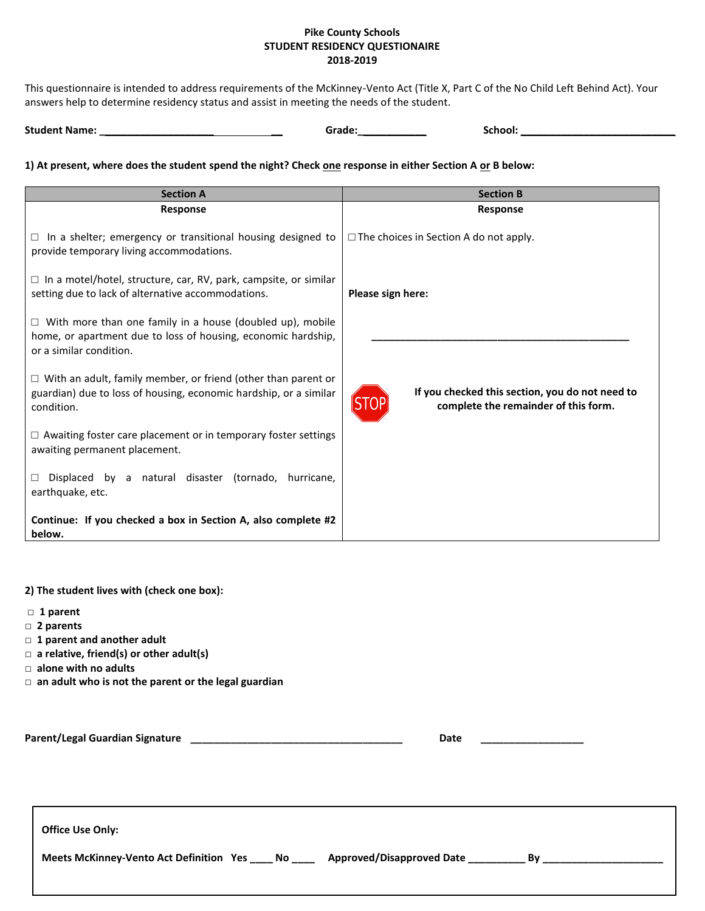**Pike County Schools**
**STUDENT RESIDENCY QUESTIONAIRE**
**2018-2019**

This questionnaire is intended to address requirements of the McKinney-Vento Act (Title X, Part C of the No Child Left Behind Act). Your answers help to determine residency status and assist in meeting the needs of the student.

**Student Name:** ______________________________ **Grade:**___________ **School:** ___________________________

**1) At present, where does the student spend the night? Check one response in either Section A or B below:**

| Section A<br>Response | Section B<br>Response |
|---|---|
| ☐ In a shelter; emergency or transitional housing designed to provide temporary living accommodations. | ☐ The choices in Section A do not apply. |
| ☐ In a motel/hotel, structure, car, RV, park, campsite, or similar setting due to lack of alternative accommodations. | **Please sign here:** |
| ☐ With more than one family in a house (doubled up), mobile home, or apartment due to loss of housing, economic hardship, or a similar condition. | ______________________________________________ |
| ☐ With an adult, family member, or friend (other than parent or guardian) due to loss of housing, economic hardship, or a similar condition. | STOP **If you checked this section, you do not need to complete the remainder of this form.** |
| ☐ Awaiting foster care placement or in temporary foster settings awaiting permanent placement. | |
| ☐ Displaced by a natural disaster (tornado, hurricane, earthquake, etc. | |
| **Continue: If you checked a box in Section A, also complete #2 below.** | |

**2) The student lives with (check one box):**

- ☐ **1 parent**
- ☐ **2 parents**
- ☐ **1 parent and another adult**
- ☐ **a relative, friend(s) or other adult(s)**
- ☐ **alone with no adults**
- ☐ **an adult who is not the parent or the legal guardian**

**Parent/Legal Guardian Signature** _____________________________________ **Date** __________________

**Office Use Only:**

**Meets McKinney-Vento Act Definition Yes ____ No ____ Approved/Disapproved Date __________ By _____________________**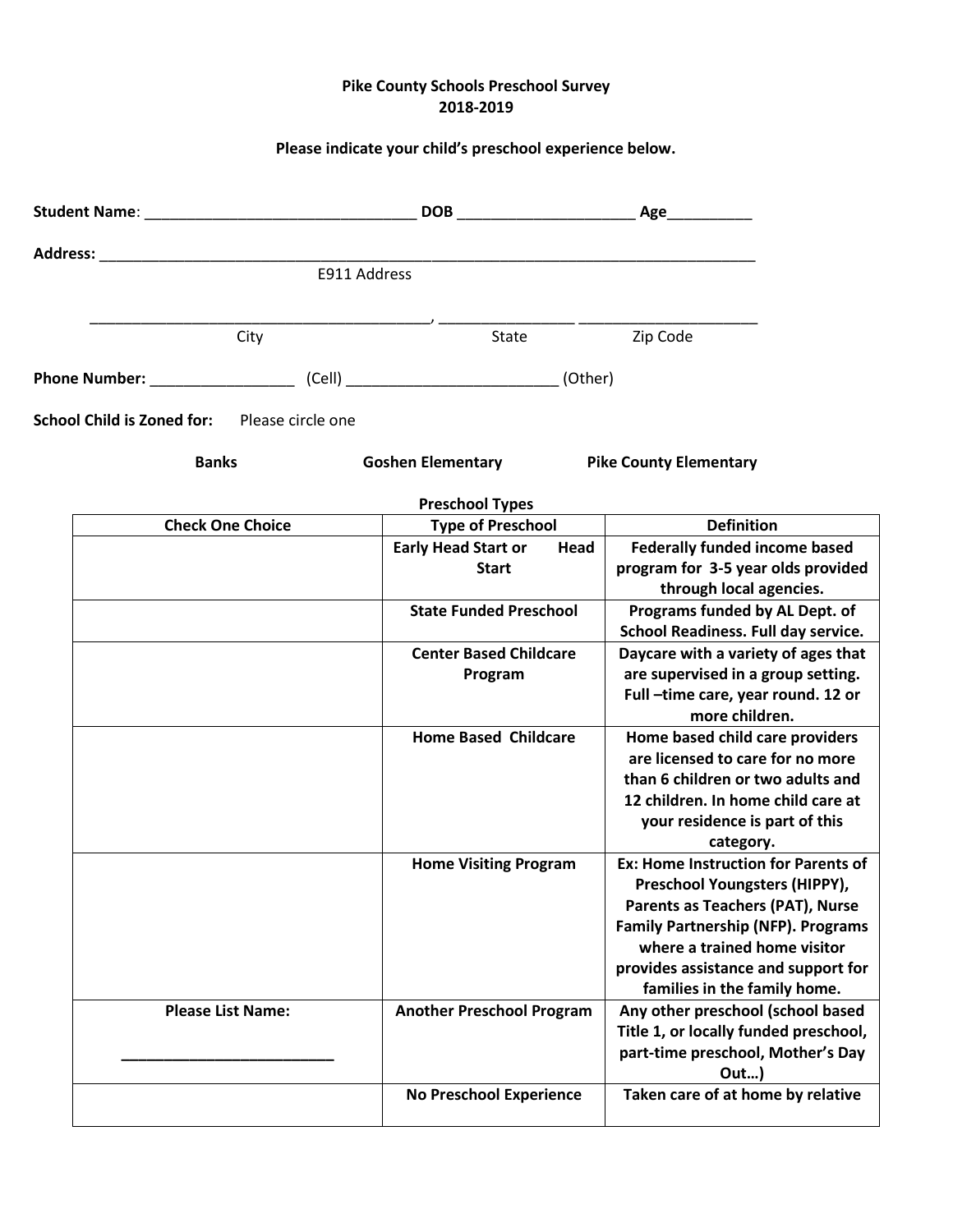**Pike County Schools Preschool Survey**
**2018-2019**

**Please indicate your child's preschool experience below.**

**Student Name**: ________________________________ **DOB** ____________________ **Age**__________

**Address:** ____________________________________________________________________________
E911 Address

________________________________________, ________________ _____________________
City State Zip Code

**Phone Number:** _________________ (Cell) _________________________ (Other)

**School Child is Zoned for:** Please circle one

**Banks** **Goshen Elementary** **Pike County Elementary**

**Preschool Types**

| Check One Choice | Type of Preschool | Definition |
|---|---|---|
| | **Early Head Start or Head Start** | **Federally funded income based program for 3-5 year olds provided through local agencies.** |
| | **State Funded Preschool** | **Programs funded by AL Dept. of School Readiness. Full day service.** |
| | **Center Based Childcare Program** | **Daycare with a variety of ages that are supervised in a group setting. Full –time care, year round. 12 or more children.** |
| | **Home Based Childcare** | **Home based child care providers are licensed to care for no more than 6 children or two adults and 12 children. In home child care at your residence is part of this category.** |
| | **Home Visiting Program** | **Ex: Home Instruction for Parents of Preschool Youngsters (HIPPY), Parents as Teachers (PAT), Nurse Family Partnership (NFP). Programs where a trained home visitor provides assistance and support for families in the family home.** |
| **Please List Name:** __________________________ | **Another Preschool Program** | **Any other preschool (school based Title 1, or locally funded preschool, part-time preschool, Mother's Day Out…)** |
| | **No Preschool Experience** | **Taken care of at home by relative** |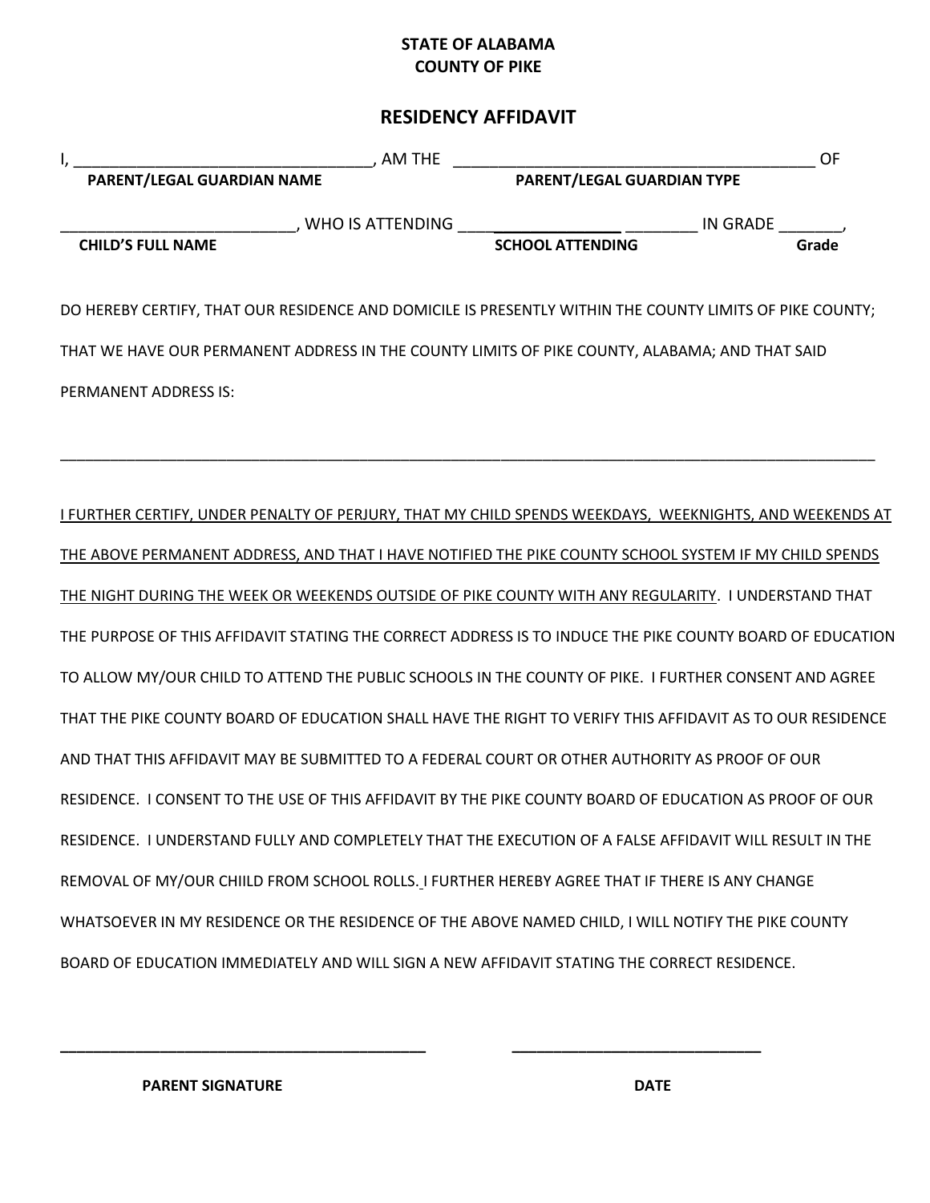**STATE OF ALABAMA**
**COUNTY OF PIKE**

## RESIDENCY AFFIDAVIT

I, ________________________________, AM THE ________________________________________ OF
**PARENT/LEGAL GUARDIAN NAME** **PARENT/LEGAL GUARDIAN TYPE**

__________________________, WHO IS ATTENDING ____________________ ________ IN GRADE _______,
**CHILD'S FULL NAME** **SCHOOL ATTENDING** **Grade**

DO HEREBY CERTIFY, THAT OUR RESIDENCE AND DOMICILE IS PRESENTLY WITHIN THE COUNTY LIMITS OF PIKE COUNTY; THAT WE HAVE OUR PERMANENT ADDRESS IN THE COUNTY LIMITS OF PIKE COUNTY, ALABAMA; AND THAT SAID PERMANENT ADDRESS IS:

______________________________________________________________________________________________

<u>I FURTHER CERTIFY, UNDER PENALTY OF PERJURY, THAT MY CHILD SPENDS WEEKDAYS, WEEKNIGHTS, AND WEEKENDS AT THE ABOVE PERMANENT ADDRESS, AND THAT I HAVE NOTIFIED THE PIKE COUNTY SCHOOL SYSTEM IF MY CHILD SPENDS THE NIGHT DURING THE WEEK OR WEEKENDS OUTSIDE OF PIKE COUNTY WITH ANY REGULARITY</u>. I UNDERSTAND THAT THE PURPOSE OF THIS AFFIDAVIT STATING THE CORRECT ADDRESS IS TO INDUCE THE PIKE COUNTY BOARD OF EDUCATION TO ALLOW MY/OUR CHILD TO ATTEND THE PUBLIC SCHOOLS IN THE COUNTY OF PIKE. I FURTHER CONSENT AND AGREE THAT THE PIKE COUNTY BOARD OF EDUCATION SHALL HAVE THE RIGHT TO VERIFY THIS AFFIDAVIT AS TO OUR RESIDENCE AND THAT THIS AFFIDAVIT MAY BE SUBMITTED TO A FEDERAL COURT OR OTHER AUTHORITY AS PROOF OF OUR RESIDENCE. I CONSENT TO THE USE OF THIS AFFIDAVIT BY THE PIKE COUNTY BOARD OF EDUCATION AS PROOF OF OUR RESIDENCE. I UNDERSTAND FULLY AND COMPLETELY THAT THE EXECUTION OF A FALSE AFFIDAVIT WILL RESULT IN THE REMOVAL OF MY/OUR CHIILD FROM SCHOOL ROLLS. I FURTHER HEREBY AGREE THAT IF THERE IS ANY CHANGE WHATSOEVER IN MY RESIDENCE OR THE RESIDENCE OF THE ABOVE NAMED CHILD, I WILL NOTIFY THE PIKE COUNTY BOARD OF EDUCATION IMMEDIATELY AND WILL SIGN A NEW AFFIDAVIT STATING THE CORRECT RESIDENCE.

_____________________________________________ ______________________________

**PARENT SIGNATURE** **DATE**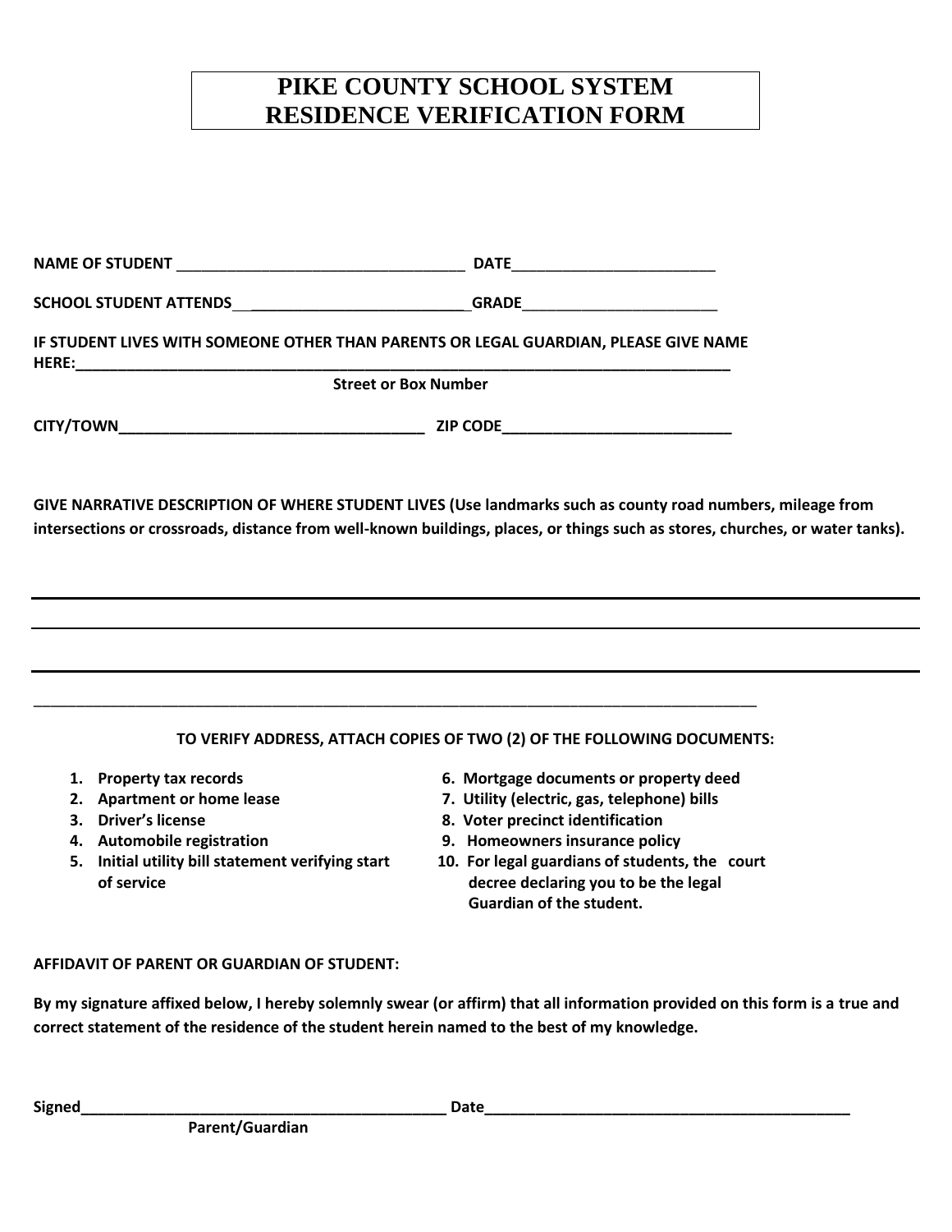# PIKE COUNTY SCHOOL SYSTEM
# RESIDENCE VERIFICATION FORM

**NAME OF STUDENT** ___________________________________ **DATE**________________________

**SCHOOL STUDENT ATTENDS**___________________________**GRADE**_______________________

**IF STUDENT LIVES WITH SOMEONE OTHER THAN PARENTS OR LEGAL GUARDIAN, PLEASE GIVE NAME HERE:**_______________________________________________________________________________

**Street or Box Number**

**CITY/TOWN**_____________________________________ **ZIP CODE**___________________________

**GIVE NARRATIVE DESCRIPTION OF WHERE STUDENT LIVES (Use landmarks such as county road numbers, mileage from intersections or crossroads, distance from well-known buildings, places, or things such as stores, churches, or water tanks).**

_____________________________________________________________________________________________

_____________________________________________________________________________________________

_____________________________________________________________________________________________

_____________________________________________________________________________________________

**TO VERIFY ADDRESS, ATTACH COPIES OF TWO (2) OF THE FOLLOWING DOCUMENTS:**

1. **Property tax records**
2. **Apartment or home lease**
3. **Driver's license**
4. **Automobile registration**
5. **Initial utility bill statement verifying start of service**
6. **Mortgage documents or property deed**
7. **Utility (electric, gas, telephone) bills**
8. **Voter precinct identification**
9. **Homeowners insurance policy**
10. **For legal guardians of students, the court decree declaring you to be the legal Guardian of the student.**

**AFFIDAVIT OF PARENT OR GUARDIAN OF STUDENT:**

**By my signature affixed below, I hereby solemnly swear (or affirm) that all information provided on this form is a true and correct statement of the residence of the student herein named to the best of my knowledge.**

**Signed**_____________________________________________ **Date**_____________________________________________

**Parent/Guardian**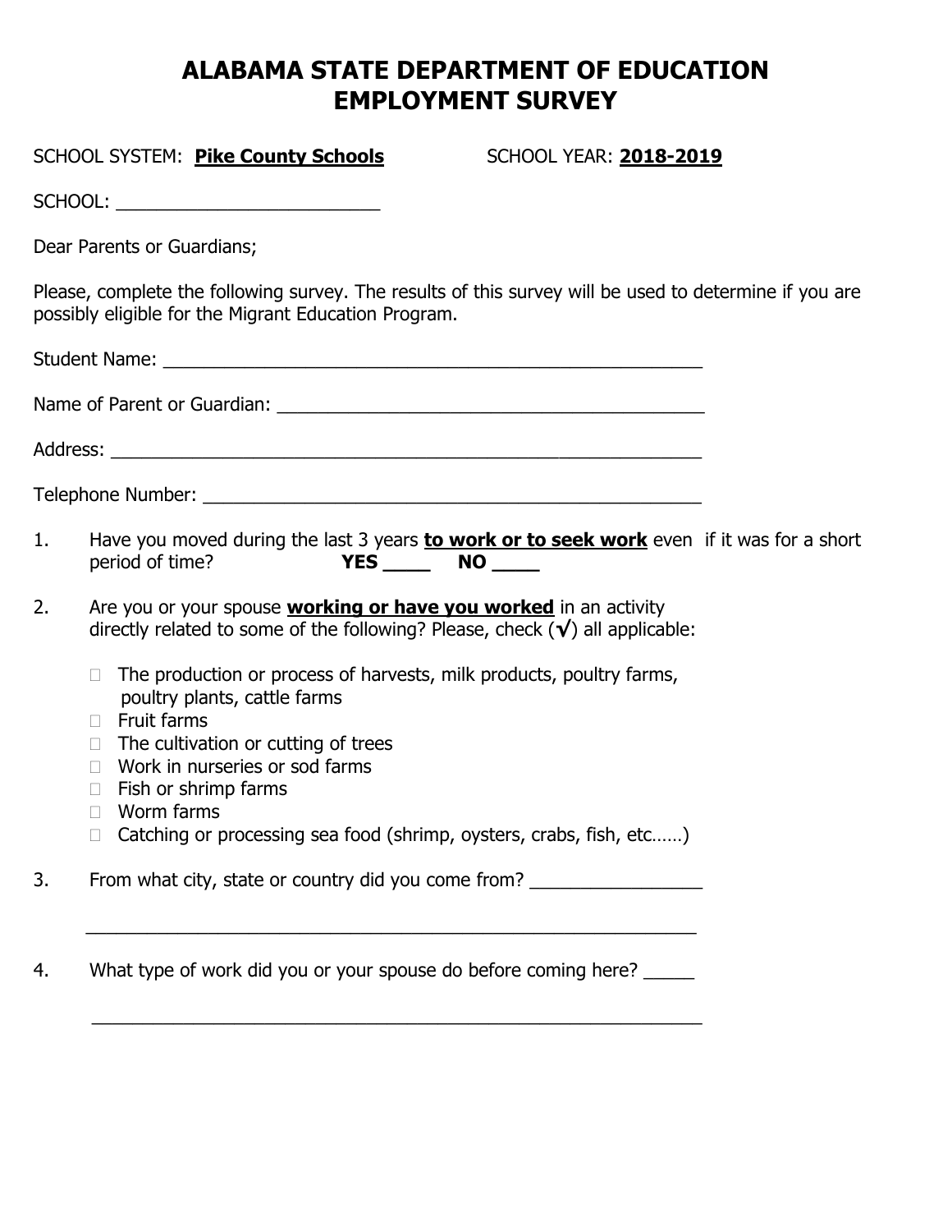# ALABAMA STATE DEPARTMENT OF EDUCATION
# EMPLOYMENT SURVEY

SCHOOL SYSTEM: **Pike County Schools** SCHOOL YEAR: **2018-2019**

SCHOOL: ___________________________

Dear Parents or Guardians;

Please, complete the following survey. The results of this survey will be used to determine if you are possibly eligible for the Migrant Education Program.

Student Name: _______________________________________________________

Name of Parent or Guardian: ___________________________________________

Address: ___________________________________________________________

Telephone Number: ___________________________________________________

1. Have you moved during the last 3 years **to work or to seek work** even if it was for a short period of time? **YES ____ NO ____**

2. Are you or your spouse **working or have you worked** in an activity directly related to some of the following? Please, check (√) all applicable:

   - ☐ The production or process of harvests, milk products, poultry farms, poultry plants, cattle farms
   - ☐ Fruit farms
   - ☐ The cultivation or cutting of trees
   - ☐ Work in nurseries or sod farms
   - ☐ Fish or shrimp farms
   - ☐ Worm farms
   - ☐ Catching or processing sea food (shrimp, oysters, crabs, fish, etc……)

3. From what city, state or country did you come from? _________________

   _____________________________________________________________

4. What type of work did you or your spouse do before coming here? _____

   _____________________________________________________________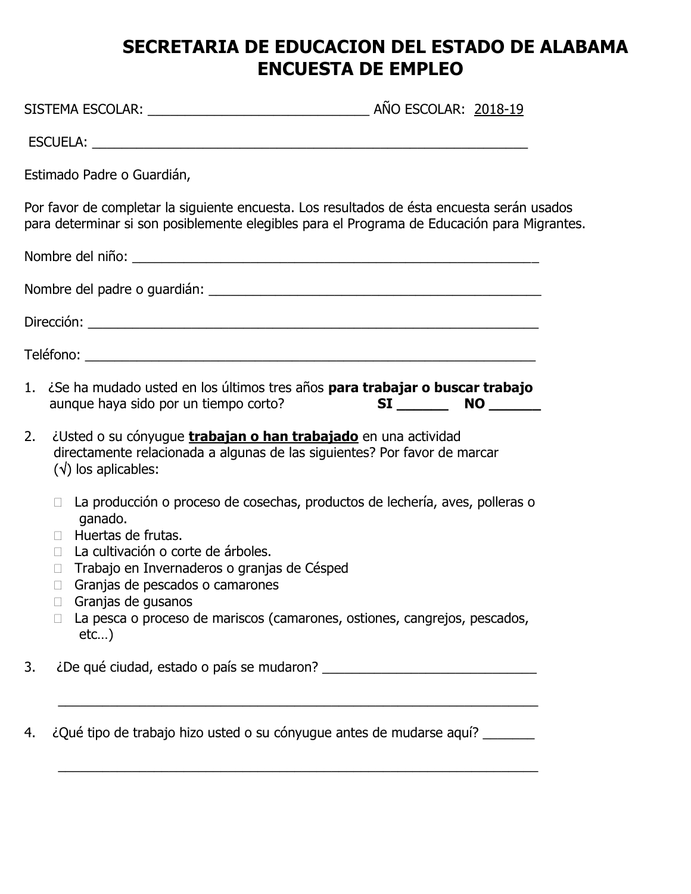# SECRETARIA DE EDUCACION DEL ESTADO DE ALABAMA
# ENCUESTA DE EMPLEO

SISTEMA ESCOLAR: ______________________________ AÑO ESCOLAR: 2018-19

ESCUELA: ___________________________________________________________

Estimado Padre o Guardián,

Por favor de completar la siguiente encuesta. Los resultados de ésta encuesta serán usados para determinar si son posiblemente elegibles para el Programa de Educación para Migrantes.

Nombre del niño: ______________________________________________________

Nombre del padre o guardián: _____________________________________________

Dirección: ___________________________________________________________

Teléfono: ___________________________________________________________

1. ¿Se ha mudado usted en los últimos tres años **para trabajar o buscar trabajo** aunque haya sido por un tiempo corto? **SI** _______ **NO** _______

2. ¿Usted o su cónyugue **trabajan o han trabajado** en una actividad directamente relacionada a algunas de las siguientes? Por favor de marcar (√) los aplicables:

   - ☐ La producción o proceso de cosechas, productos de lechería, aves, polleras o ganado.
   - ☐ Huertas de frutas.
   - ☐ La cultivación o corte de árboles.
   - ☐ Trabajo en Invernaderos o granjas de Césped
   - ☐ Granjas de pescados o camarones
   - ☐ Granjas de gusanos
   - ☐ La pesca o proceso de mariscos (camarones, ostiones, cangrejos, pescados, etc…)

3. ¿De qué ciudad, estado o país se mudaron? _____________________________

   ______________________________________________________________

4. ¿Qué tipo de trabajo hizo usted o su cónyugue antes de mudarse aquí? _______

   ______________________________________________________________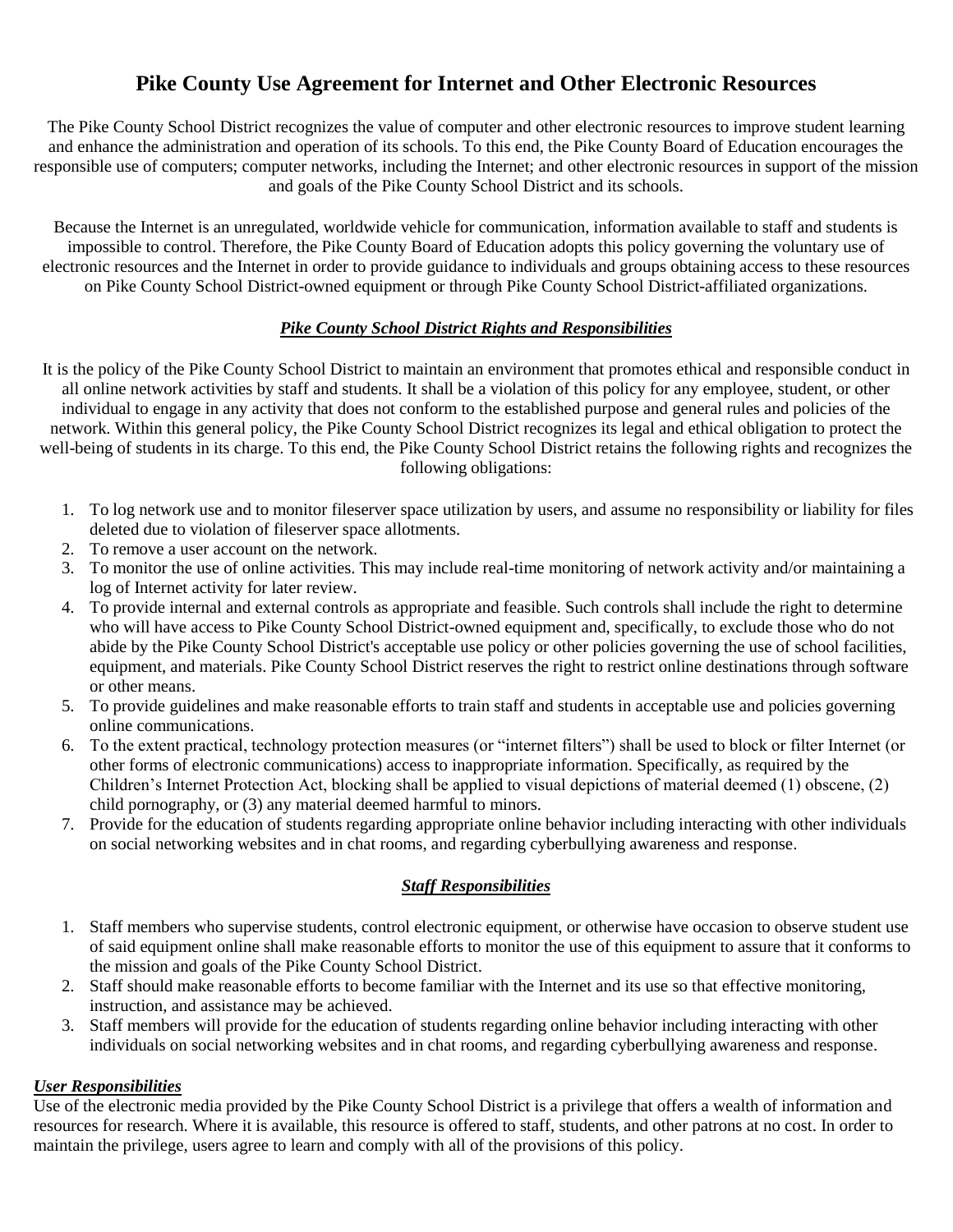# Pike County Use Agreement for Internet and Other Electronic Resources

The Pike County School District recognizes the value of computer and other electronic resources to improve student learning and enhance the administration and operation of its schools. To this end, the Pike County Board of Education encourages the responsible use of computers; computer networks, including the Internet; and other electronic resources in support of the mission and goals of the Pike County School District and its schools.

Because the Internet is an unregulated, worldwide vehicle for communication, information available to staff and students is impossible to control. Therefore, the Pike County Board of Education adopts this policy governing the voluntary use of electronic resources and the Internet in order to provide guidance to individuals and groups obtaining access to these resources on Pike County School District-owned equipment or through Pike County School District-affiliated organizations.

### ***Pike County School District Rights and Responsibilities***

It is the policy of the Pike County School District to maintain an environment that promotes ethical and responsible conduct in all online network activities by staff and students. It shall be a violation of this policy for any employee, student, or other individual to engage in any activity that does not conform to the established purpose and general rules and policies of the network. Within this general policy, the Pike County School District recognizes its legal and ethical obligation to protect the well-being of students in its charge. To this end, the Pike County School District retains the following rights and recognizes the following obligations:

1. To log network use and to monitor fileserver space utilization by users, and assume no responsibility or liability for files deleted due to violation of fileserver space allotments.
2. To remove a user account on the network.
3. To monitor the use of online activities. This may include real-time monitoring of network activity and/or maintaining a log of Internet activity for later review.
4. To provide internal and external controls as appropriate and feasible. Such controls shall include the right to determine who will have access to Pike County School District-owned equipment and, specifically, to exclude those who do not abide by the Pike County School District's acceptable use policy or other policies governing the use of school facilities, equipment, and materials. Pike County School District reserves the right to restrict online destinations through software or other means.
5. To provide guidelines and make reasonable efforts to train staff and students in acceptable use and policies governing online communications.
6. To the extent practical, technology protection measures (or "internet filters") shall be used to block or filter Internet (or other forms of electronic communications) access to inappropriate information. Specifically, as required by the Children's Internet Protection Act, blocking shall be applied to visual depictions of material deemed (1) obscene, (2) child pornography, or (3) any material deemed harmful to minors.
7. Provide for the education of students regarding appropriate online behavior including interacting with other individuals on social networking websites and in chat rooms, and regarding cyberbullying awareness and response.

### ***Staff Responsibilities***

1. Staff members who supervise students, control electronic equipment, or otherwise have occasion to observe student use of said equipment online shall make reasonable efforts to monitor the use of this equipment to assure that it conforms to the mission and goals of the Pike County School District.
2. Staff should make reasonable efforts to become familiar with the Internet and its use so that effective monitoring, instruction, and assistance may be achieved.
3. Staff members will provide for the education of students regarding online behavior including interacting with other individuals on social networking websites and in chat rooms, and regarding cyberbullying awareness and response.

### ***User Responsibilities***

Use of the electronic media provided by the Pike County School District is a privilege that offers a wealth of information and resources for research. Where it is available, this resource is offered to staff, students, and other patrons at no cost. In order to maintain the privilege, users agree to learn and comply with all of the provisions of this policy.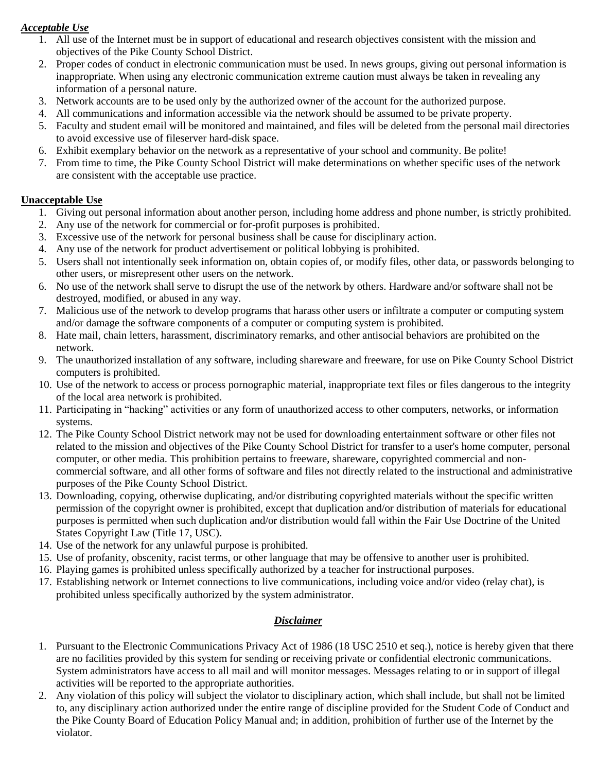***Acceptable Use***

1. All use of the Internet must be in support of educational and research objectives consistent with the mission and objectives of the Pike County School District.
2. Proper codes of conduct in electronic communication must be used. In news groups, giving out personal information is inappropriate. When using any electronic communication extreme caution must always be taken in revealing any information of a personal nature.
3. Network accounts are to be used only by the authorized owner of the account for the authorized purpose.
4. All communications and information accessible via the network should be assumed to be private property.
5. Faculty and student email will be monitored and maintained, and files will be deleted from the personal mail directories to avoid excessive use of fileserver hard-disk space.
6. Exhibit exemplary behavior on the network as a representative of your school and community. Be polite!
7. From time to time, the Pike County School District will make determinations on whether specific uses of the network are consistent with the acceptable use practice.

**Unacceptable Use**

1. Giving out personal information about another person, including home address and phone number, is strictly prohibited.
2. Any use of the network for commercial or for-profit purposes is prohibited.
3. Excessive use of the network for personal business shall be cause for disciplinary action.
4. Any use of the network for product advertisement or political lobbying is prohibited.
5. Users shall not intentionally seek information on, obtain copies of, or modify files, other data, or passwords belonging to other users, or misrepresent other users on the network.
6. No use of the network shall serve to disrupt the use of the network by others. Hardware and/or software shall not be destroyed, modified, or abused in any way.
7. Malicious use of the network to develop programs that harass other users or infiltrate a computer or computing system and/or damage the software components of a computer or computing system is prohibited.
8. Hate mail, chain letters, harassment, discriminatory remarks, and other antisocial behaviors are prohibited on the network.
9. The unauthorized installation of any software, including shareware and freeware, for use on Pike County School District computers is prohibited.
10. Use of the network to access or process pornographic material, inappropriate text files or files dangerous to the integrity of the local area network is prohibited.
11. Participating in "hacking" activities or any form of unauthorized access to other computers, networks, or information systems.
12. The Pike County School District network may not be used for downloading entertainment software or other files not related to the mission and objectives of the Pike County School District for transfer to a user's home computer, personal computer, or other media. This prohibition pertains to freeware, shareware, copyrighted commercial and non-commercial software, and all other forms of software and files not directly related to the instructional and administrative purposes of the Pike County School District.
13. Downloading, copying, otherwise duplicating, and/or distributing copyrighted materials without the specific written permission of the copyright owner is prohibited, except that duplication and/or distribution of materials for educational purposes is permitted when such duplication and/or distribution would fall within the Fair Use Doctrine of the United States Copyright Law (Title 17, USC).
14. Use of the network for any unlawful purpose is prohibited.
15. Use of profanity, obscenity, racist terms, or other language that may be offensive to another user is prohibited.
16. Playing games is prohibited unless specifically authorized by a teacher for instructional purposes.
17. Establishing network or Internet connections to live communications, including voice and/or video (relay chat), is prohibited unless specifically authorized by the system administrator.

***Disclaimer***

1. Pursuant to the Electronic Communications Privacy Act of 1986 (18 USC 2510 et seq.), notice is hereby given that there are no facilities provided by this system for sending or receiving private or confidential electronic communications. System administrators have access to all mail and will monitor messages. Messages relating to or in support of illegal activities will be reported to the appropriate authorities.
2. Any violation of this policy will subject the violator to disciplinary action, which shall include, but shall not be limited to, any disciplinary action authorized under the entire range of discipline provided for the Student Code of Conduct and the Pike County Board of Education Policy Manual and; in addition, prohibition of further use of the Internet by the violator.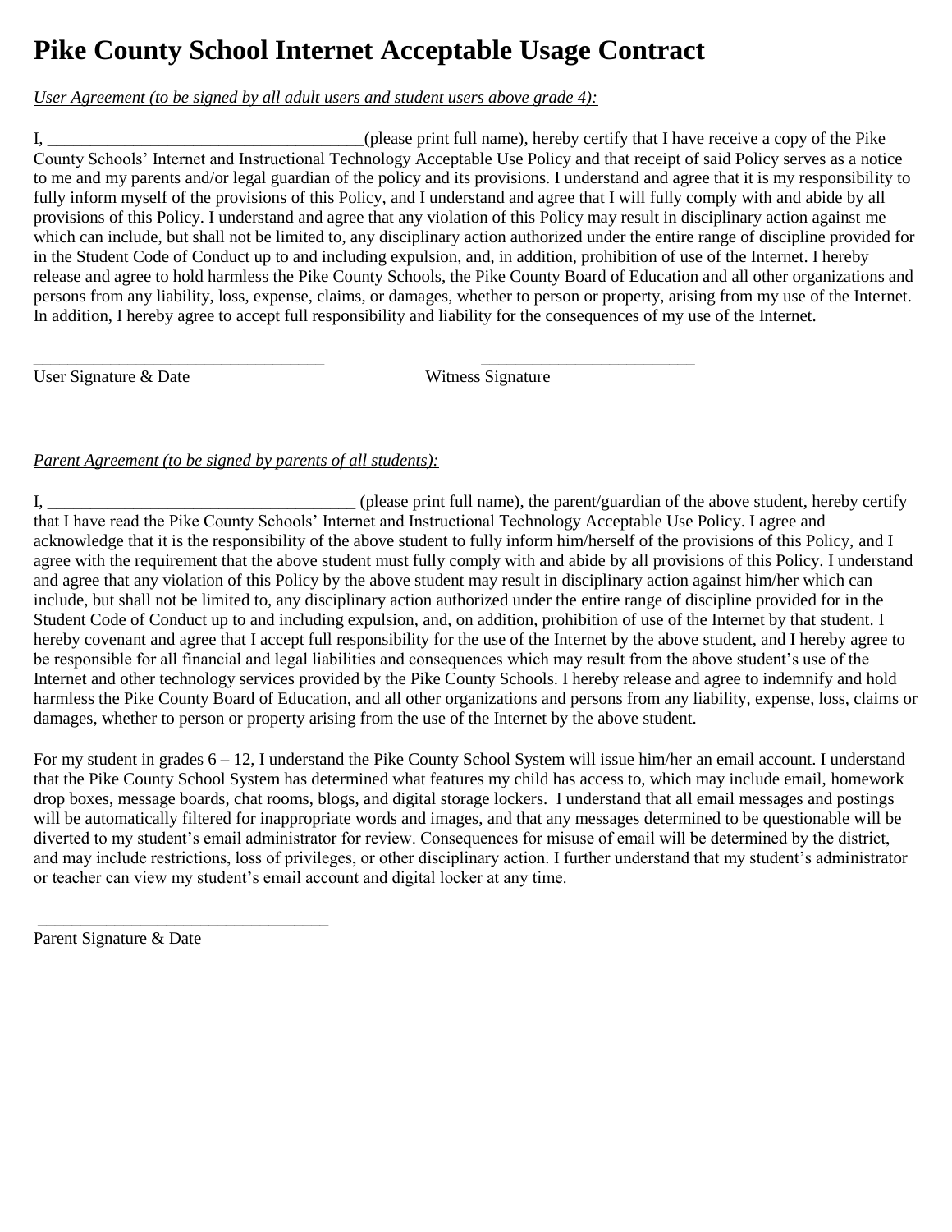# Pike County School Internet Acceptable Usage Contract

*User Agreement (to be signed by all adult users and student users above grade 4):*

I, _____________________________________(please print full name), hereby certify that I have receive a copy of the Pike County Schools' Internet and Instructional Technology Acceptable Use Policy and that receipt of said Policy serves as a notice to me and my parents and/or legal guardian of the policy and its provisions. I understand and agree that it is my responsibility to fully inform myself of the provisions of this Policy, and I understand and agree that I will fully comply with and abide by all provisions of this Policy. I understand and agree that any violation of this Policy may result in disciplinary action against me which can include, but shall not be limited to, any disciplinary action authorized under the entire range of discipline provided for in the Student Code of Conduct up to and including expulsion, and, in addition, prohibition of use of the Internet. I hereby release and agree to hold harmless the Pike County Schools, the Pike County Board of Education and all other organizations and persons from any liability, loss, expense, claims, or damages, whether to person or property, arising from my use of the Internet. In addition, I hereby agree to accept full responsibility and liability for the consequences of my use of the Internet.

__________________________________ &nbsp;&nbsp;&nbsp;&nbsp;&nbsp;&nbsp;&nbsp;&nbsp;&nbsp;&nbsp; _________________________

User Signature & Date &nbsp;&nbsp;&nbsp;&nbsp;&nbsp;&nbsp;&nbsp;&nbsp;&nbsp;&nbsp; Witness Signature

*Parent Agreement (to be signed by parents of all students):*

I, ____________________________________ (please print full name), the parent/guardian of the above student, hereby certify that I have read the Pike County Schools' Internet and Instructional Technology Acceptable Use Policy. I agree and acknowledge that it is the responsibility of the above student to fully inform him/herself of the provisions of this Policy, and I agree with the requirement that the above student must fully comply with and abide by all provisions of this Policy. I understand and agree that any violation of this Policy by the above student may result in disciplinary action against him/her which can include, but shall not be limited to, any disciplinary action authorized under the entire range of discipline provided for in the Student Code of Conduct up to and including expulsion, and, on addition, prohibition of use of the Internet by that student. I hereby covenant and agree that I accept full responsibility for the use of the Internet by the above student, and I hereby agree to be responsible for all financial and legal liabilities and consequences which may result from the above student's use of the Internet and other technology services provided by the Pike County Schools. I hereby release and agree to indemnify and hold harmless the Pike County Board of Education, and all other organizations and persons from any liability, expense, loss, claims or damages, whether to person or property arising from the use of the Internet by the above student.

For my student in grades 6 – 12, I understand the Pike County School System will issue him/her an email account. I understand that the Pike County School System has determined what features my child has access to, which may include email, homework drop boxes, message boards, chat rooms, blogs, and digital storage lockers. I understand that all email messages and postings will be automatically filtered for inappropriate words and images, and that any messages determined to be questionable will be diverted to my student's email administrator for review. Consequences for misuse of email will be determined by the district, and may include restrictions, loss of privileges, or other disciplinary action. I further understand that my student's administrator or teacher can view my student's email account and digital locker at any time.

__________________________________

Parent Signature & Date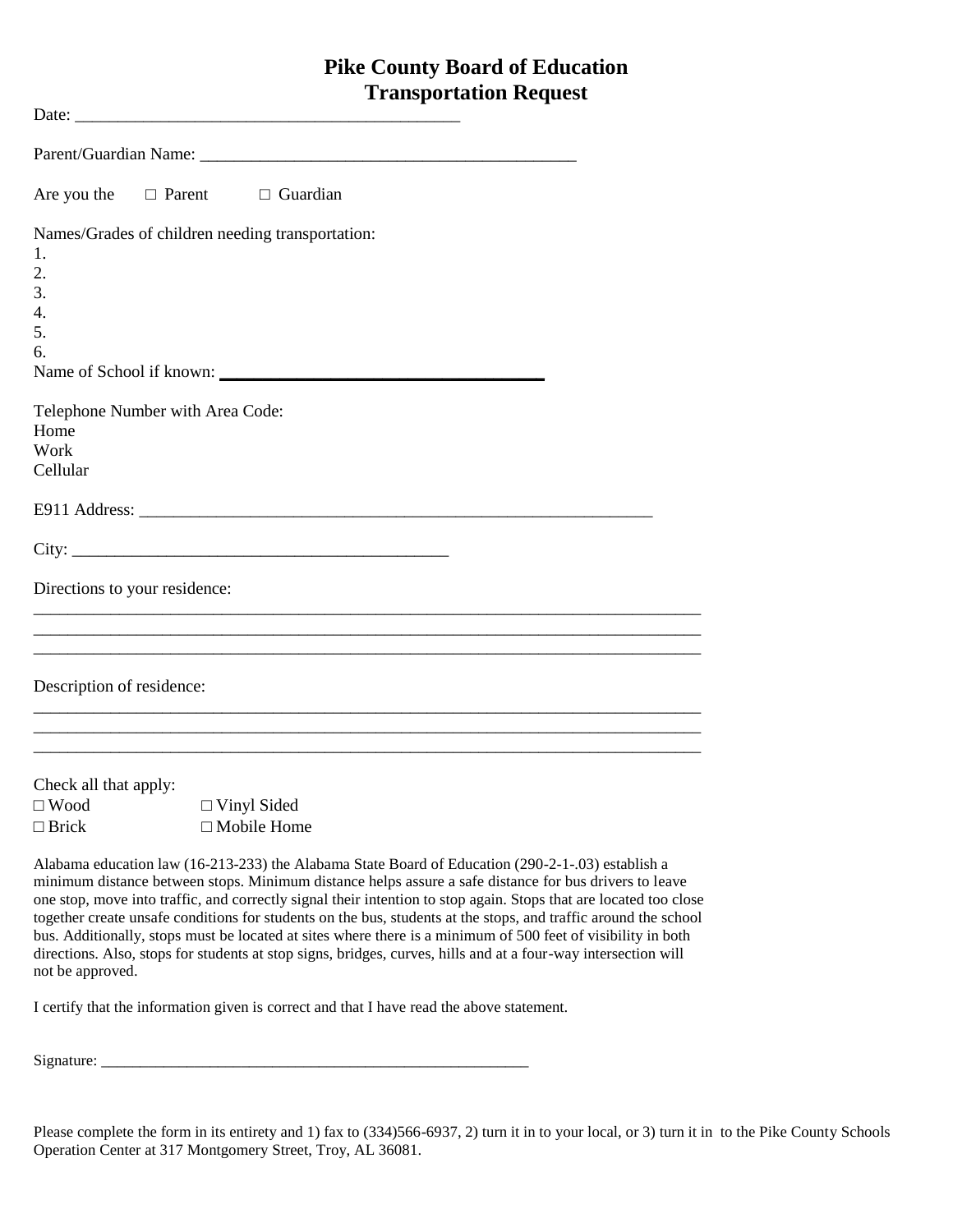# Pike County Board of Education
# Transportation Request

Date: ____________________________________________

Parent/Guardian Name: ____________________________________________

Are you the □ Parent □ Guardian

Names/Grades of children needing transportation:

1.
2.
3.
4.
5.
6.

Name of School if known: ____________________________________

Telephone Number with Area Code:

Home

Work

Cellular

E911 Address: ____________________________________________________________

City: ____________________________________________

Directions to your residence:

_______________________________________________________________________________

_______________________________________________________________________________

_______________________________________________________________________________

Description of residence:

_______________________________________________________________________________

_______________________________________________________________________________

_______________________________________________________________________________

Check all that apply:

□ Wood □ Vinyl Sided

□ Brick □ Mobile Home

Alabama education law (16-213-233) the Alabama State Board of Education (290-2-1-.03) establish a minimum distance between stops. Minimum distance helps assure a safe distance for bus drivers to leave one stop, move into traffic, and correctly signal their intention to stop again. Stops that are located too close together create unsafe conditions for students on the bus, students at the stops, and traffic around the school bus. Additionally, stops must be located at sites where there is a minimum of 500 feet of visibility in both directions. Also, stops for students at stop signs, bridges, curves, hills and at a four-way intersection will not be approved.

I certify that the information given is correct and that I have read the above statement.

Signature: ________________________________________________________

Please complete the form in its entirety and 1) fax to (334)566-6937, 2) turn it in to your local, or 3) turn it in to the Pike County Schools Operation Center at 317 Montgomery Street, Troy, AL 36081.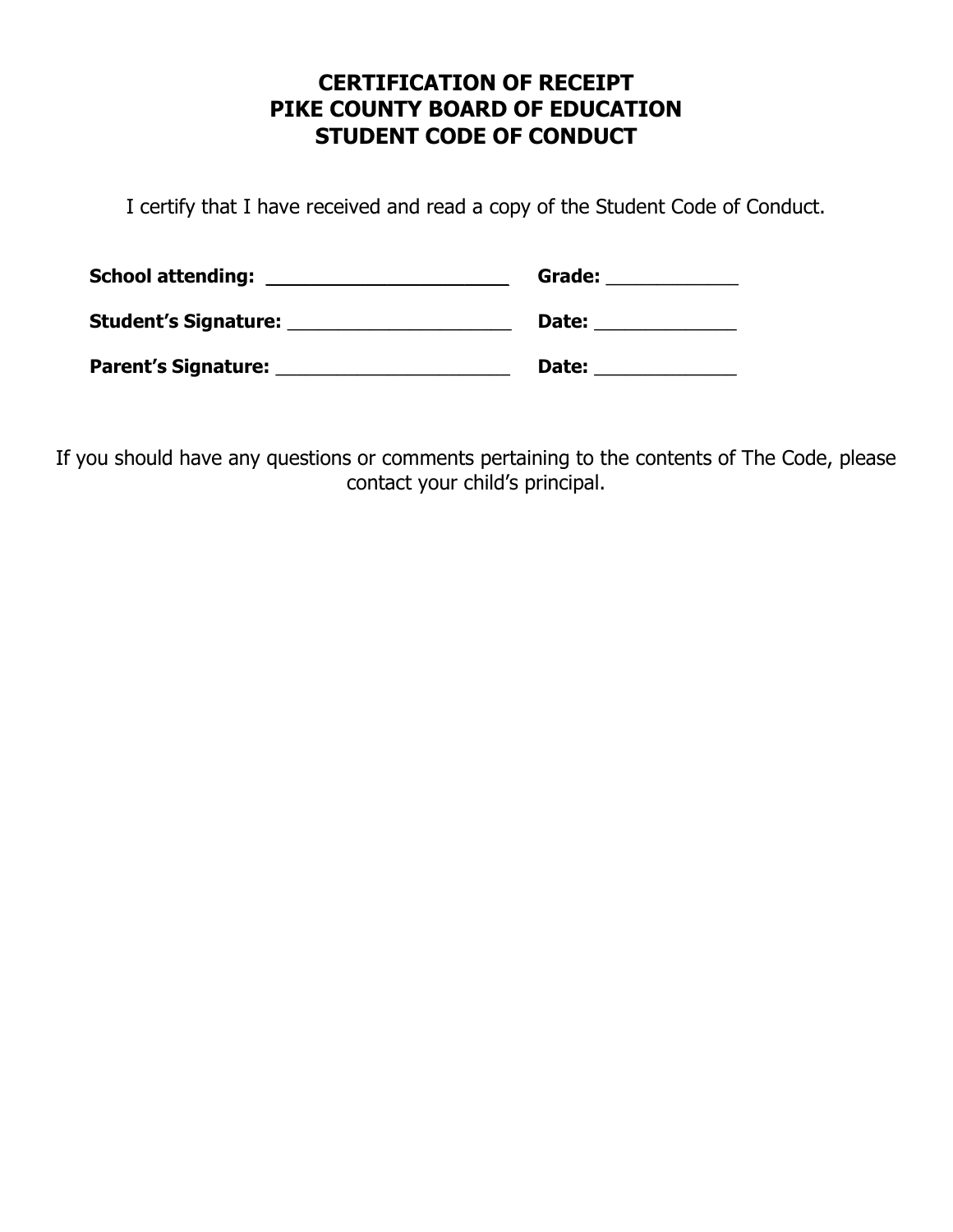# CERTIFICATION OF RECEIPT
# PIKE COUNTY BOARD OF EDUCATION
# STUDENT CODE OF CONDUCT

I certify that I have received and read a copy of the Student Code of Conduct.

**School attending:** ______________________ **Grade:** ____________

**Student's Signature:** _____________________ **Date:** _____________

**Parent's Signature:** ______________________ **Date:** _____________

If you should have any questions or comments pertaining to the contents of The Code, please contact your child's principal.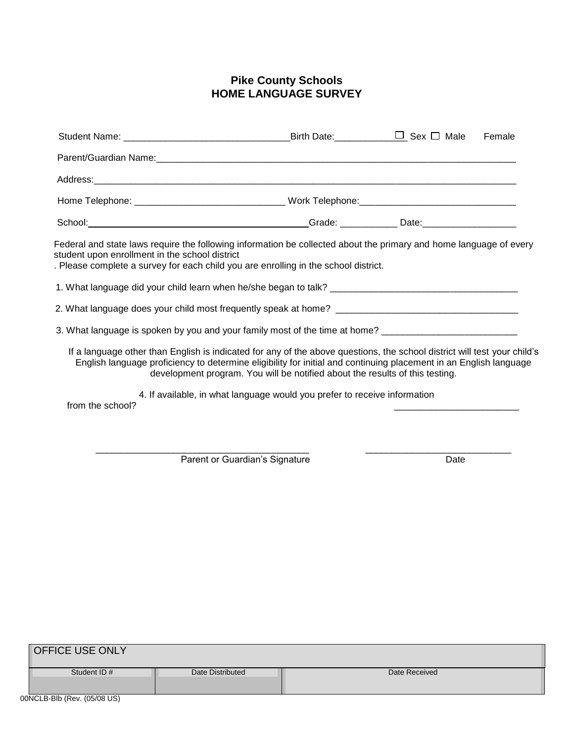# Pike County Schools
# HOME LANGUAGE SURVEY

Student Name: ________________________________ Birth Date: ______________ ☐ Sex ☐ Male Female

Parent/Guardian Name: ________________________________________________________________________

Address: ______________________________________________________________________________

Home Telephone: _____________________________ Work Telephone: ______________________________

School: ________________________________________ Grade: ___________ Date: __________________

Federal and state laws require the following information be collected about the primary and home language of every student upon enrollment in the school district
. Please complete a survey for each child you are enrolling in the school district.

1. What language did your child learn when he/she began to talk? ____________________________________

2. What language does your child most frequently speak at home? ___________________________________

3. What language is spoken by you and your family most of the time at home? __________________________

If a language other than English is indicated for any of the above questions, the school district will test your child's English language proficiency to determine eligibility for initial and continuing placement in an English language development program. You will be notified about the results of this testing.

4. If available, in what language would you prefer to receive information from the school? ________________________

__________________________________________ Parent or Guardian's Signature

____________________________ Date

| OFFICE USE ONLY | | |
|---|---|---|
| Student ID # | Date Distributed | Date Received |
| | | |

00NCLB-Blb (Rev. (05/08 US)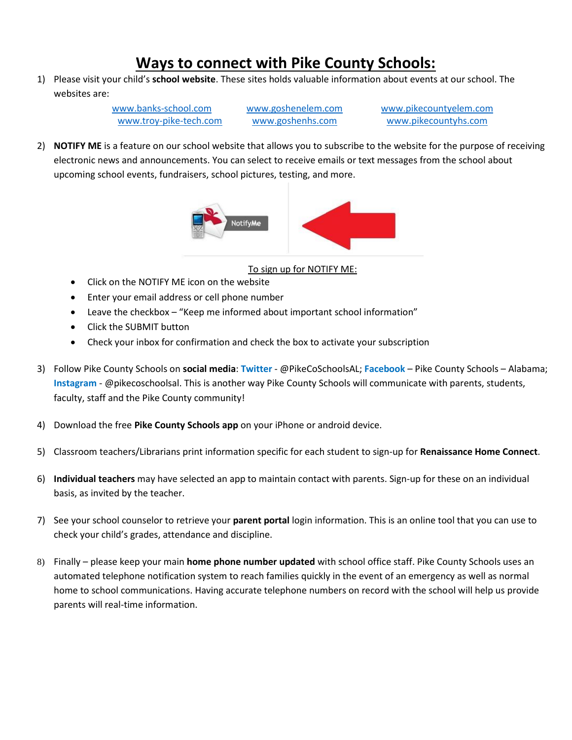# Ways to connect with Pike County Schools:

1) Please visit your child's **school website**. These sites holds valuable information about events at our school. The websites are:

   www.banks-school.com
   www.troy-pike-tech.com
   www.goshenelem.com
   www.goshenhs.com
   www.pikecountyelem.com
   www.pikecountyhs.com

2) **NOTIFY ME** is a feature on our school website that allows you to subscribe to the website for the purpose of receiving electronic news and announcements. You can select to receive emails or text messages from the school about upcoming school events, fundraisers, school pictures, testing, and more.

   NotifyMe

   To sign up for NOTIFY ME:

   - Click on the NOTIFY ME icon on the website
   - Enter your email address or cell phone number
   - Leave the checkbox – "Keep me informed about important school information"
   - Click the SUBMIT button
   - Check your inbox for confirmation and check the box to activate your subscription

3) Follow Pike County Schools on **social media**: **Twitter** - @PikeCoSchoolsAL; **Facebook** – Pike County Schools – Alabama; **Instagram** - @pikecoschoolsal. This is another way Pike County Schools will communicate with parents, students, faculty, staff and the Pike County community!

4) Download the free **Pike County Schools app** on your iPhone or android device.

5) Classroom teachers/Librarians print information specific for each student to sign-up for **Renaissance Home Connect**.

6) **Individual teachers** may have selected an app to maintain contact with parents. Sign-up for these on an individual basis, as invited by the teacher.

7) See your school counselor to retrieve your **parent portal** login information. This is an online tool that you can use to check your child's grades, attendance and discipline.

8) Finally – please keep your main **home phone number updated** with school office staff. Pike County Schools uses an automated telephone notification system to reach families quickly in the event of an emergency as well as normal home to school communications. Having accurate telephone numbers on record with the school will help us provide parents will real-time information.